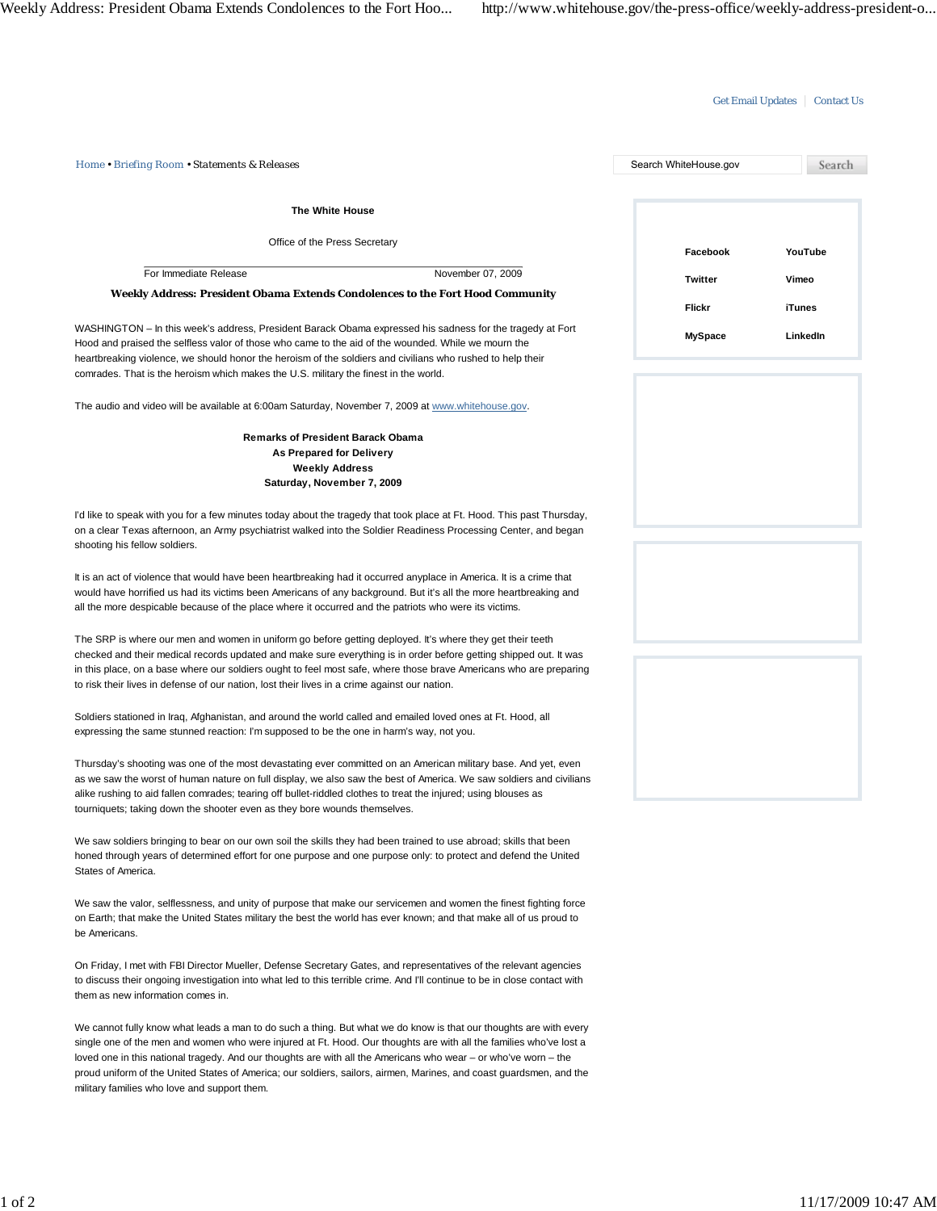Get Email Updates | Contact Us

Home • Briefing Room • Statements & Releases

Search WhiteHouse.gov Search

Facebook YouTube
Twitter Vimeo
Flickr iTunes
MySpace LinkedIn

**The White House**

Office of the Press Secretary

For Immediate Release November 07, 2009

## Weekly Address: President Obama Extends Condolences to the Fort Hood Community

WASHINGTON – In this week's address, President Barack Obama expressed his sadness for the tragedy at Fort Hood and praised the selfless valor of those who came to the aid of the wounded. While we mourn the heartbreaking violence, we should honor the heroism of the soldiers and civilians who rushed to help their comrades. That is the heroism which makes the U.S. military the finest in the world.

The audio and video will be available at 6:00am Saturday, November 7, 2009 at www.whitehouse.gov.

**Remarks of President Barack Obama**
**As Prepared for Delivery**
**Weekly Address**
**Saturday, November 7, 2009**

I'd like to speak with you for a few minutes today about the tragedy that took place at Ft. Hood. This past Thursday, on a clear Texas afternoon, an Army psychiatrist walked into the Soldier Readiness Processing Center, and began shooting his fellow soldiers.

It is an act of violence that would have been heartbreaking had it occurred anyplace in America. It is a crime that would have horrified us had its victims been Americans of any background. But it's all the more heartbreaking and all the more despicable because of the place where it occurred and the patriots who were its victims.

The SRP is where our men and women in uniform go before getting deployed. It's where they get their teeth checked and their medical records updated and make sure everything is in order before getting shipped out. It was in this place, on a base where our soldiers ought to feel most safe, where those brave Americans who are preparing to risk their lives in defense of our nation, lost their lives in a crime against our nation.

Soldiers stationed in Iraq, Afghanistan, and around the world called and emailed loved ones at Ft. Hood, all expressing the same stunned reaction: I'm supposed to be the one in harm's way, not you.

Thursday's shooting was one of the most devastating ever committed on an American military base. And yet, even as we saw the worst of human nature on full display, we also saw the best of America. We saw soldiers and civilians alike rushing to aid fallen comrades; tearing off bullet-riddled clothes to treat the injured; using blouses as tourniquets; taking down the shooter even as they bore wounds themselves.

We saw soldiers bringing to bear on our own soil the skills they had been trained to use abroad; skills that been honed through years of determined effort for one purpose and one purpose only: to protect and defend the United States of America.

We saw the valor, selflessness, and unity of purpose that make our servicemen and women the finest fighting force on Earth; that make the United States military the best the world has ever known; and that make all of us proud to be Americans.

On Friday, I met with FBI Director Mueller, Defense Secretary Gates, and representatives of the relevant agencies to discuss their ongoing investigation into what led to this terrible crime. And I'll continue to be in close contact with them as new information comes in.

We cannot fully know what leads a man to do such a thing. But what we do know is that our thoughts are with every single one of the men and women who were injured at Ft. Hood. Our thoughts are with all the families who've lost a loved one in this national tragedy. And our thoughts are with all the Americans who wear – or who've worn – the proud uniform of the United States of America; our soldiers, sailors, airmen, Marines, and coast guardsmen, and the military families who love and support them.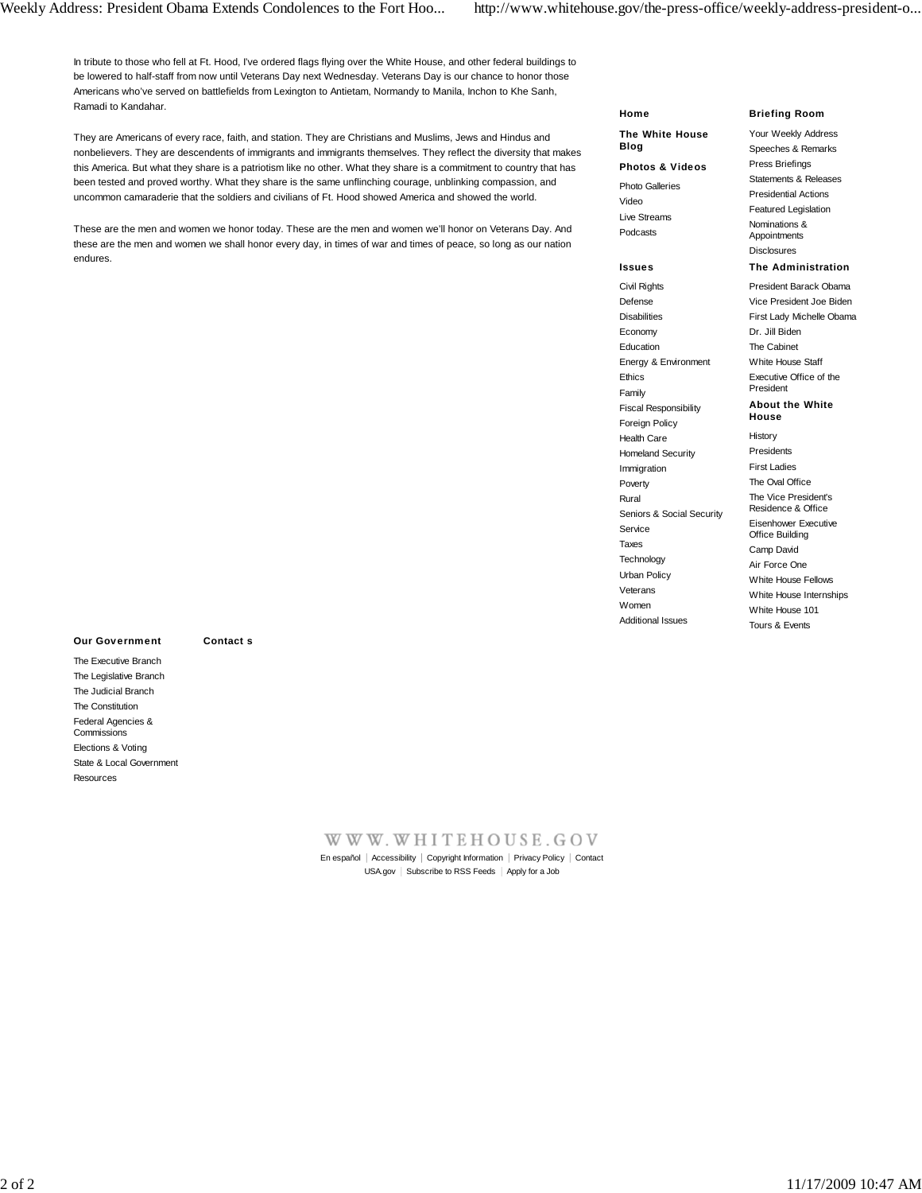In tribute to those who fell at Ft. Hood, I've ordered flags flying over the White House, and other federal buildings to be lowered to half-staff from now until Veterans Day next Wednesday. Veterans Day is our chance to honor those Americans who've served on battlefields from Lexington to Antietam, Normandy to Manila, Inchon to Khe Sanh, Ramadi to Kandahar.

They are Americans of every race, faith, and station. They are Christians and Muslims, Jews and Hindus and nonbelievers. They are descendents of immigrants and immigrants themselves. They reflect the diversity that makes this America. But what they share is a patriotism like no other. What they share is a commitment to country that has been tested and proved worthy. What they share is the same unflinching courage, unblinking compassion, and uncommon camaraderie that the soldiers and civilians of Ft. Hood showed America and showed the world.

These are the men and women we honor today. These are the men and women we'll honor on Veterans Day. And these are the men and women we shall honor every day, in times of war and times of peace, so long as our nation endures.

**Home**

**The White House Blog**

**Photos & Videos**

- Photo Galleries
- Video
- Live Streams
- Podcasts

**Issues**

- Civil Rights
- Defense
- Disabilities
- Economy
- Education
- Energy & Environment
- Ethics
- Family
- Fiscal Responsibility
- Foreign Policy
- Health Care
- Homeland Security
- Immigration
- Poverty
- Rural
- Seniors & Social Security
- Service
- Taxes
- Technology
- Urban Policy
- Veterans
- Women
- Additional Issues

**Briefing Room**

- Your Weekly Address
- Speeches & Remarks
- Press Briefings
- Statements & Releases
- Presidential Actions
- Featured Legislation
- Nominations & Appointments
- Disclosures

**The Administration**

- President Barack Obama
- Vice President Joe Biden
- First Lady Michelle Obama
- Dr. Jill Biden
- The Cabinet
- White House Staff
- Executive Office of the President

**About the White House**

- History
- Presidents
- First Ladies
- The Oval Office
- The Vice President's Residence & Office
- Eisenhower Executive Office Building
- Camp David
- Air Force One
- White House Fellows
- White House Internships
- White House 101
- Tours & Events

**Our Government**

- The Executive Branch
- The Legislative Branch
- The Judicial Branch
- The Constitution
- Federal Agencies & Commissions
- Elections & Voting
- State & Local Government
- Resources

**Contact s**

WWW.WHITEHOUSE.GOV

En español | Accessibility | Copyright Information | Privacy Policy | Contact

USA.gov | Subscribe to RSS Feeds | Apply for a Job